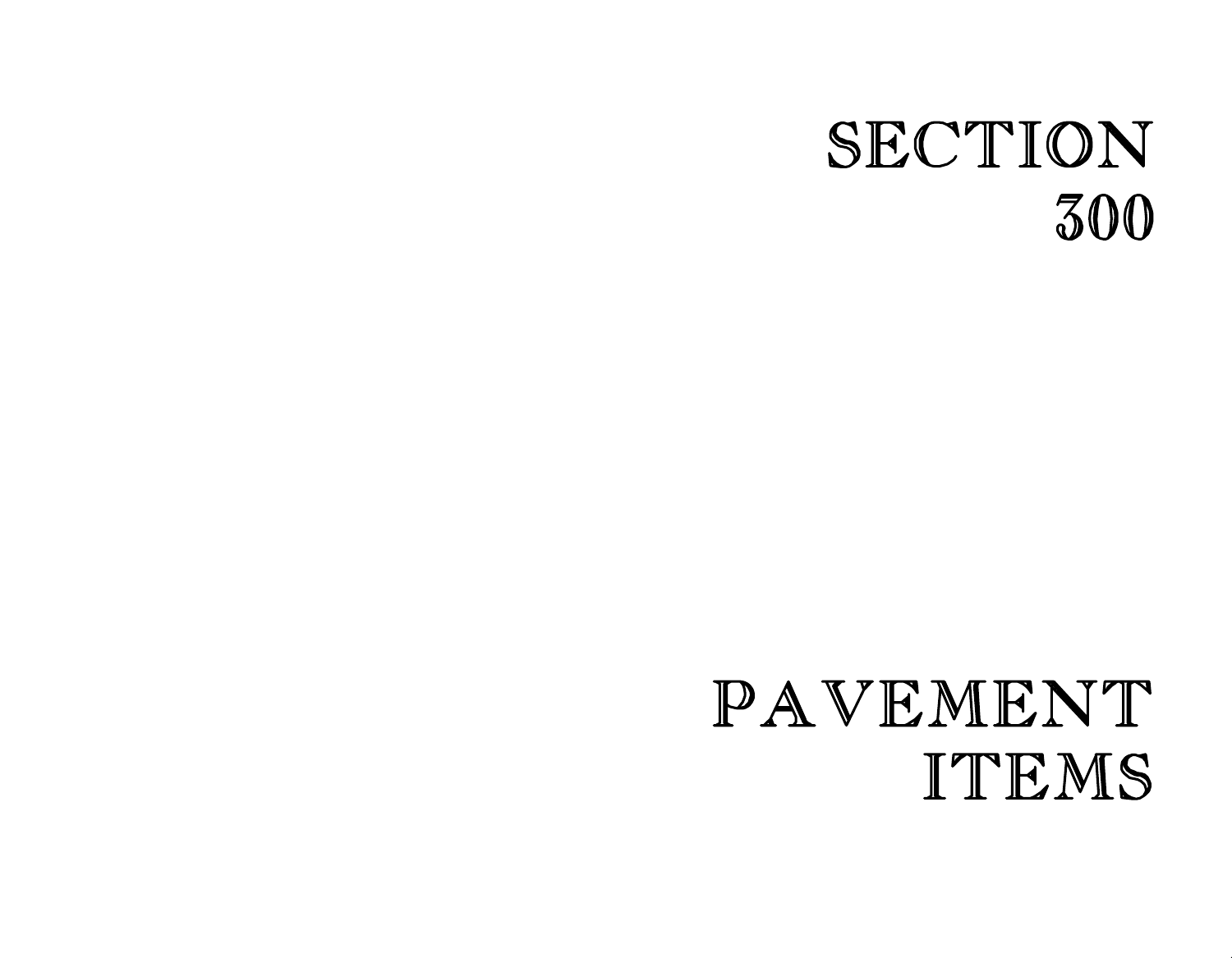# SECTION 300

# PAVEMENT ITEMS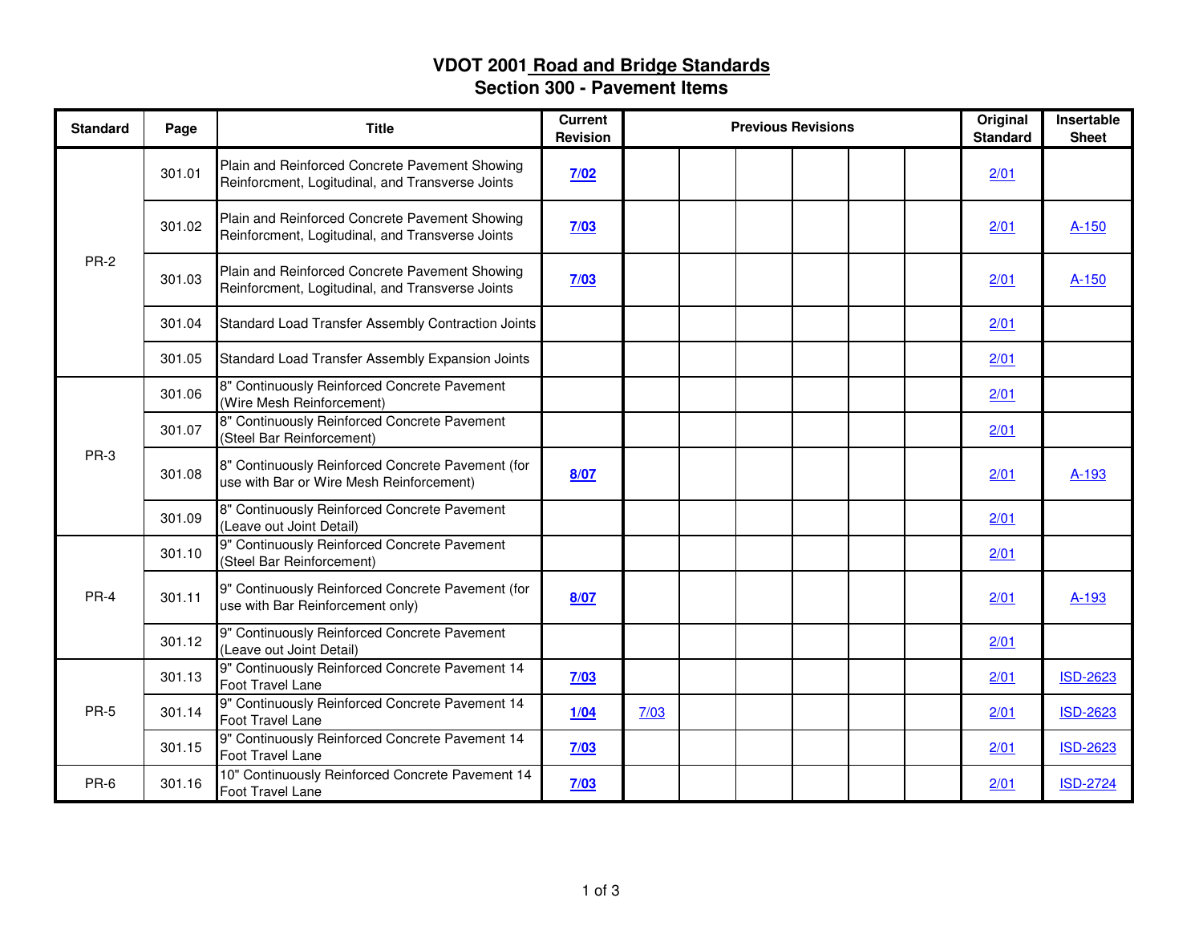# VDOT 2001 Road and Bridge Standards
## Section 300 - Pavement Items

| Standard | Page | Title | Current Revision | Previous Revisions | | | | | | Original Standard | Insertable Sheet |
|---|---|---|---|---|---|---|---|---|---|---|---|
| PR-2 | 301.01 | Plain and Reinforced Concrete Pavement Showing Reinforcment, Logitudinal, and Transverse Joints | **7/02** | | | | | | | 2/01 | |
| | 301.02 | Plain and Reinforced Concrete Pavement Showing Reinforcment, Logitudinal, and Transverse Joints | **7/03** | | | | | | | 2/01 | A-150 |
| | 301.03 | Plain and Reinforced Concrete Pavement Showing Reinforcment, Logitudinal, and Transverse Joints | **7/03** | | | | | | | 2/01 | A-150 |
| | 301.04 | Standard Load Transfer Assembly Contraction Joints | | | | | | | | 2/01 | |
| | 301.05 | Standard Load Transfer Assembly Expansion Joints | | | | | | | | 2/01 | |
| PR-3 | 301.06 | 8" Continuously Reinforced Concrete Pavement (Wire Mesh Reinforcement) | | | | | | | | 2/01 | |
| | 301.07 | 8" Continuously Reinforced Concrete Pavement (Steel Bar Reinforcement) | | | | | | | | 2/01 | |
| | 301.08 | 8" Continuously Reinforced Concrete Pavement (for use with Bar or Wire Mesh Reinforcement) | **8/07** | | | | | | | 2/01 | A-193 |
| | 301.09 | 8" Continuously Reinforced Concrete Pavement (Leave out Joint Detail) | | | | | | | | 2/01 | |
| PR-4 | 301.10 | 9" Continuously Reinforced Concrete Pavement (Steel Bar Reinforcement) | | | | | | | | 2/01 | |
| | 301.11 | 9" Continuously Reinforced Concrete Pavement (for use with Bar Reinforcement only) | **8/07** | | | | | | | 2/01 | A-193 |
| | 301.12 | 9" Continuously Reinforced Concrete Pavement (Leave out Joint Detail) | | | | | | | | 2/01 | |
| PR-5 | 301.13 | 9" Continuously Reinforced Concrete Pavement 14 Foot Travel Lane | **7/03** | | | | | | | 2/01 | ISD-2623 |
| | 301.14 | 9" Continuously Reinforced Concrete Pavement 14 Foot Travel Lane | **1/04** | 7/03 | | | | | | 2/01 | ISD-2623 |
| | 301.15 | 9" Continuously Reinforced Concrete Pavement 14 Foot Travel Lane | **7/03** | | | | | | | 2/01 | ISD-2623 |
| PR-6 | 301.16 | 10" Continuously Reinforced Concrete Pavement 14 Foot Travel Lane | **7/03** | | | | | | | 2/01 | ISD-2724 |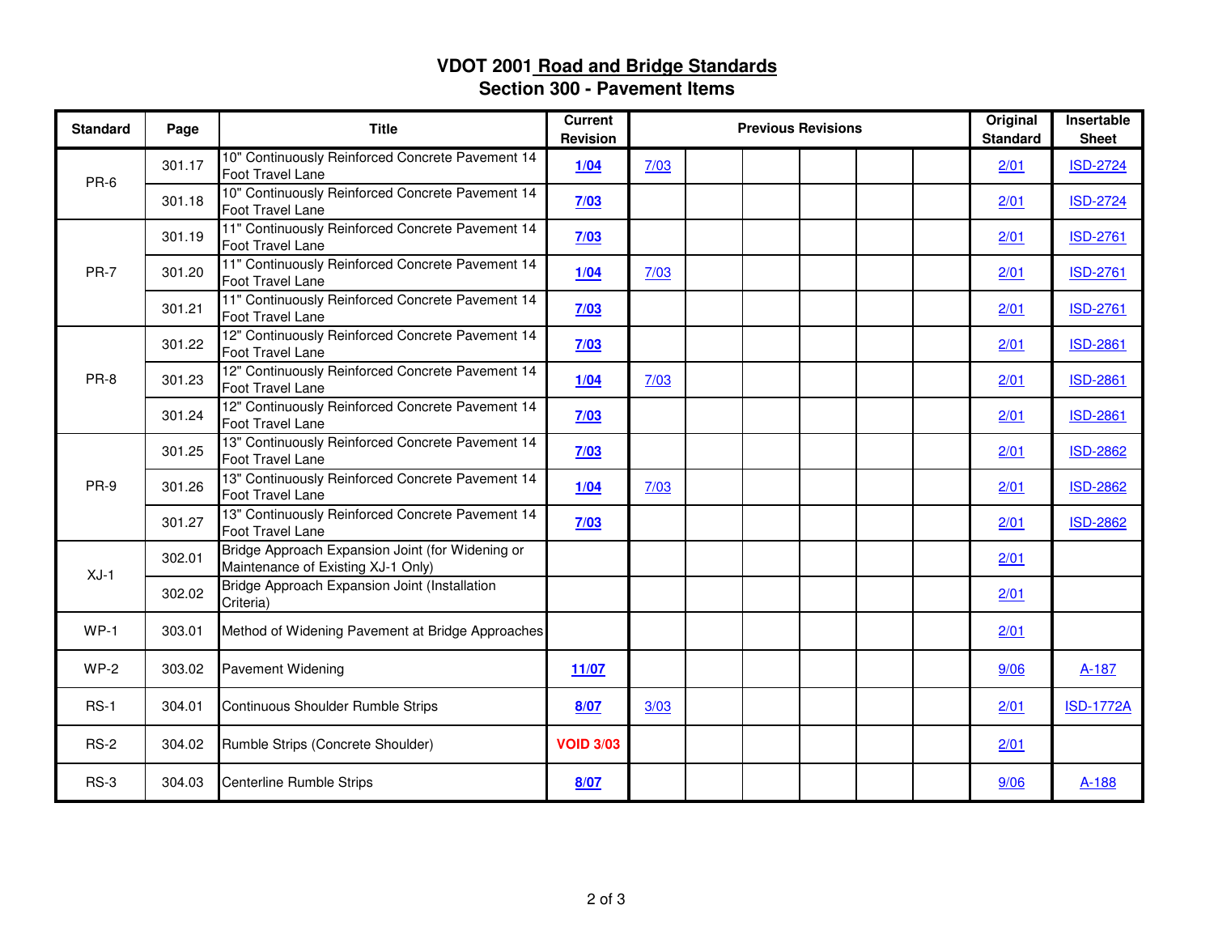# VDOT 2001 Road and Bridge Standards
## Section 300 - Pavement Items

| Standard | Page | Title | Current Revision | Previous Revisions | | | | | | Original Standard | Insertable Sheet |
|---|---|---|---|---|---|---|---|---|---|---|---|
| PR-6 | 301.17 | 10" Continuously Reinforced Concrete Pavement 14 Foot Travel Lane | **1/04** | 7/03 | | | | | | 2/01 | ISD-2724 |
| | 301.18 | 10" Continuously Reinforced Concrete Pavement 14 Foot Travel Lane | **7/03** | | | | | | | 2/01 | ISD-2724 |
| PR-7 | 301.19 | 11" Continuously Reinforced Concrete Pavement 14 Foot Travel Lane | **7/03** | | | | | | | 2/01 | ISD-2761 |
| | 301.20 | 11" Continuously Reinforced Concrete Pavement 14 Foot Travel Lane | **1/04** | 7/03 | | | | | | 2/01 | ISD-2761 |
| | 301.21 | 11" Continuously Reinforced Concrete Pavement 14 Foot Travel Lane | **7/03** | | | | | | | 2/01 | ISD-2761 |
| PR-8 | 301.22 | 12" Continuously Reinforced Concrete Pavement 14 Foot Travel Lane | **7/03** | | | | | | | 2/01 | ISD-2861 |
| | 301.23 | 12" Continuously Reinforced Concrete Pavement 14 Foot Travel Lane | **1/04** | 7/03 | | | | | | 2/01 | ISD-2861 |
| | 301.24 | 12" Continuously Reinforced Concrete Pavement 14 Foot Travel Lane | **7/03** | | | | | | | 2/01 | ISD-2861 |
| PR-9 | 301.25 | 13" Continuously Reinforced Concrete Pavement 14 Foot Travel Lane | **7/03** | | | | | | | 2/01 | ISD-2862 |
| | 301.26 | 13" Continuously Reinforced Concrete Pavement 14 Foot Travel Lane | **1/04** | 7/03 | | | | | | 2/01 | ISD-2862 |
| | 301.27 | 13" Continuously Reinforced Concrete Pavement 14 Foot Travel Lane | **7/03** | | | | | | | 2/01 | ISD-2862 |
| XJ-1 | 302.01 | Bridge Approach Expansion Joint (for Widening or Maintenance of Existing XJ-1 Only) | | | | | | | | 2/01 | |
| | 302.02 | Bridge Approach Expansion Joint (Installation Criteria) | | | | | | | | 2/01 | |
| WP-1 | 303.01 | Method of Widening Pavement at Bridge Approaches | | | | | | | | 2/01 | |
| WP-2 | 303.02 | Pavement Widening | **11/07** | | | | | | | 9/06 | A-187 |
| RS-1 | 304.01 | Continuous Shoulder Rumble Strips | **8/07** | 3/03 | | | | | | 2/01 | ISD-1772A |
| RS-2 | 304.02 | Rumble Strips (Concrete Shoulder) | **VOID 3/03** | | | | | | | 2/01 | |
| RS-3 | 304.03 | Centerline Rumble Strips | **8/07** | | | | | | | 9/06 | A-188 |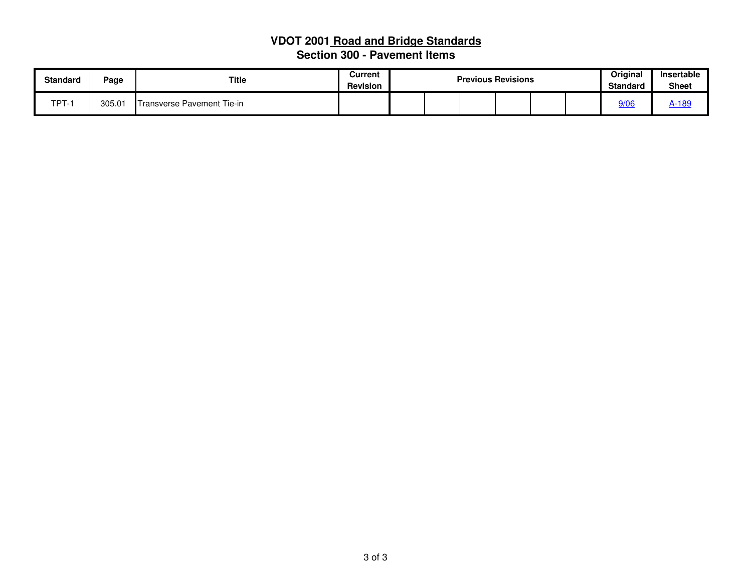# VDOT 2001 Road and Bridge Standards
## Section 300 - Pavement Items

| Standard | Page | Title | Current Revision | Previous Revisions | | | | | | Original Standard | Insertable Sheet |
|---|---|---|---|---|---|---|---|---|---|---|---|
| TPT-1 | 305.01 | Transverse Pavement Tie-in | | | | | | | | 9/06 | A-189 |